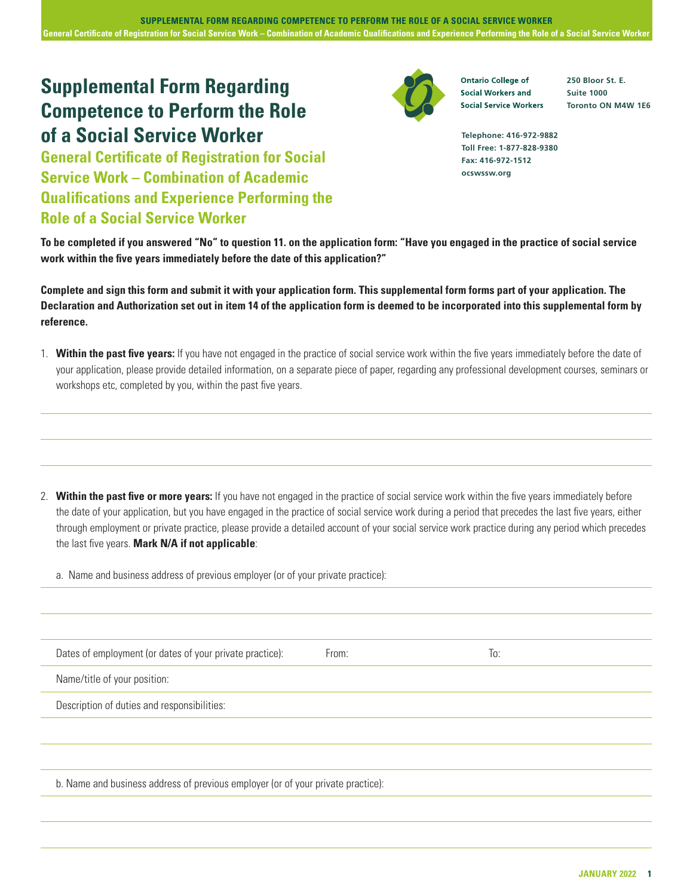# Supplemental Form Regarding Competence to Perform the Role of a Social Service Worker

## General Certificate of Registration for Social Service Work – Combination of Academic Qualifications and Experience Performing the Role of a Social Service Worker

**Ontario College of Social Workers and Social Service Workers**
250 Bloor St. E.
Suite 1000
Toronto ON M4W 1E6

Telephone: 416-972-9882
Toll Free: 1-877-828-9380
Fax: 416-972-1512
ocswssw.org

**To be completed if you answered "No" to question 11. on the application form: "Have you engaged in the practice of social service work within the five years immediately before the date of this application?"**

**Complete and sign this form and submit it with your application form. This supplemental form forms part of your application. The Declaration and Authorization set out in item 14 of the application form is deemed to be incorporated into this supplemental form by reference.**

1. **Within the past five years:** If you have not engaged in the practice of social service work within the five years immediately before the date of your application, please provide detailed information, on a separate piece of paper, regarding any professional development courses, seminars or workshops etc, completed by you, within the past five years.

2. **Within the past five or more years:** If you have not engaged in the practice of social service work within the five years immediately before the date of your application, but you have engaged in the practice of social service work during a period that precedes the last five years, either through employment or private practice, please provide a detailed account of your social service work practice during any period which precedes the last five years. **Mark N/A if not applicable**:

   a. Name and business address of previous employer (or of your private practice):

   Dates of employment (or dates of your private practice): From: To:

   Name/title of your position:

   Description of duties and responsibilities:

   b. Name and business address of previous employer (or of your private practice):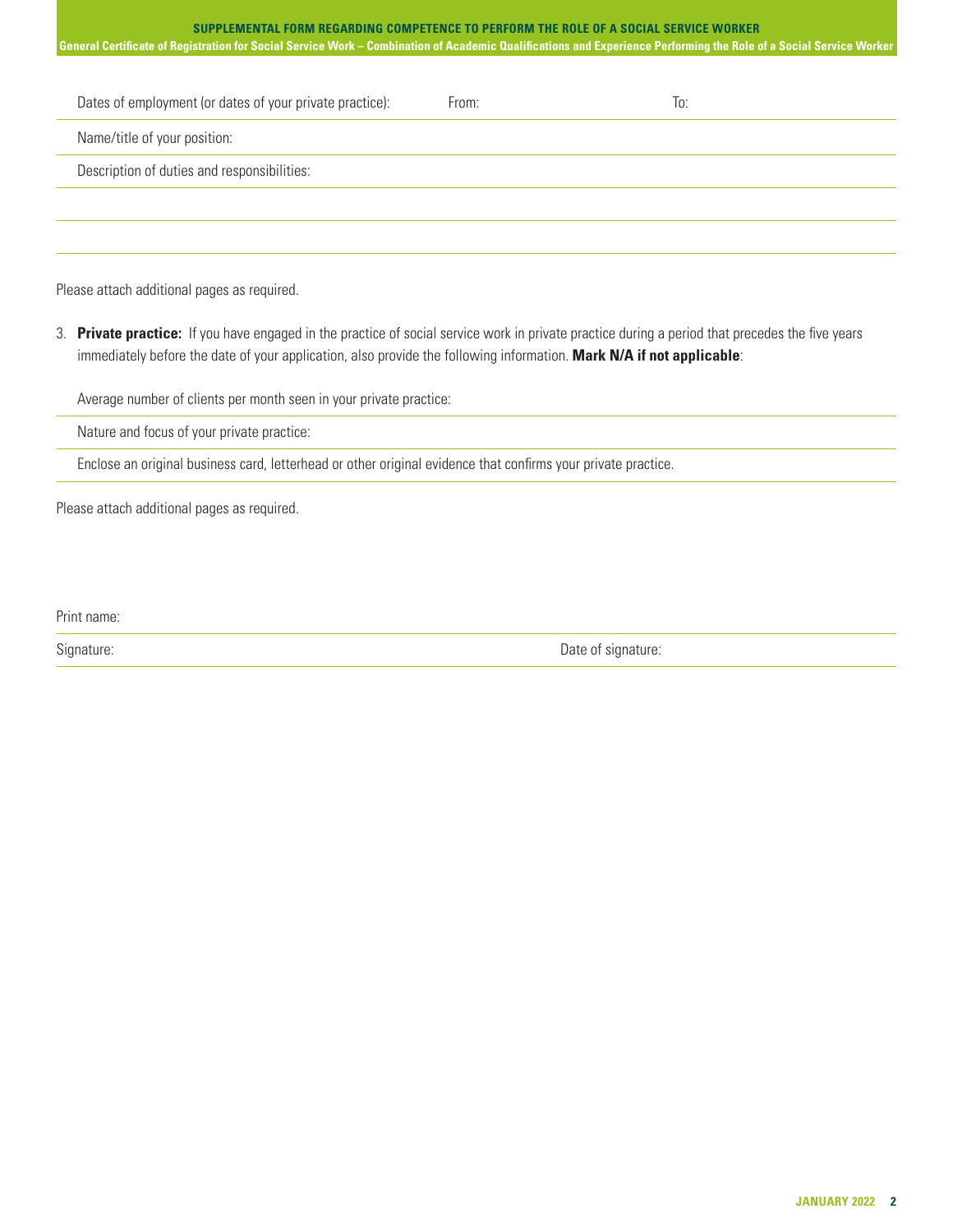Dates of employment (or dates of your private practice): From: To:

Name/title of your position:

Description of duties and responsibilities:

Please attach additional pages as required.

3. **Private practice:** If you have engaged in the practice of social service work in private practice during a period that precedes the five years immediately before the date of your application, also provide the following information. **Mark N/A if not applicable**:

Average number of clients per month seen in your private practice:

Nature and focus of your private practice:

Enclose an original business card, letterhead or other original evidence that confirms your private practice.

Please attach additional pages as required.

Print name:

Signature: Date of signature: